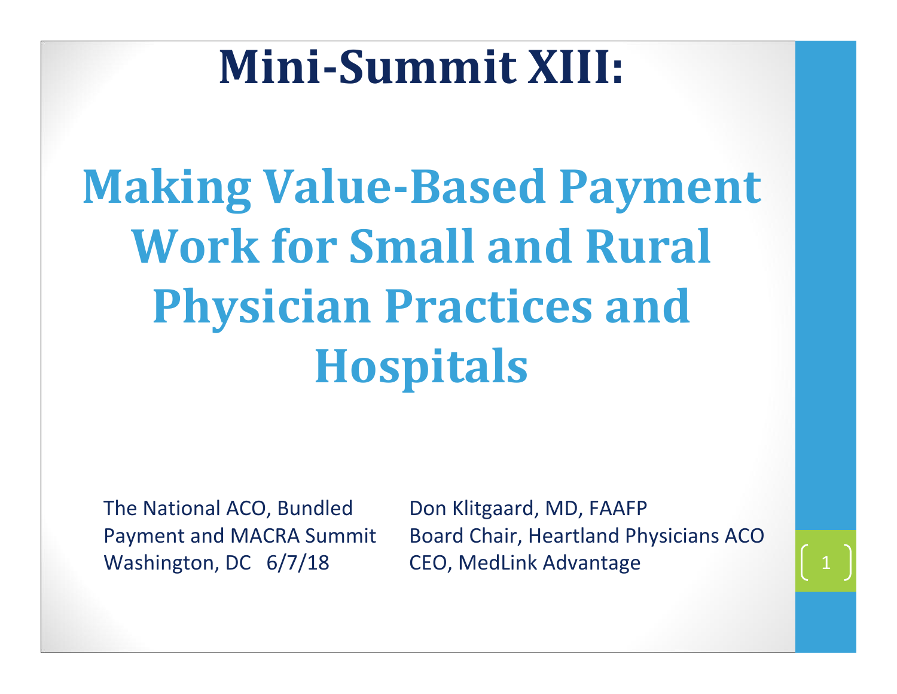# Mini-Summit XIII:

# Making Value-Based Payment Work for Small and Rural Physician Practices and Hospitals

The National ACO, Bundled Payment and MACRA Summit
Washington, DC 6/7/18

Don Klitgaard, MD, FAAFP
Board Chair, Heartland Physicians ACO
CEO, MedLink Advantage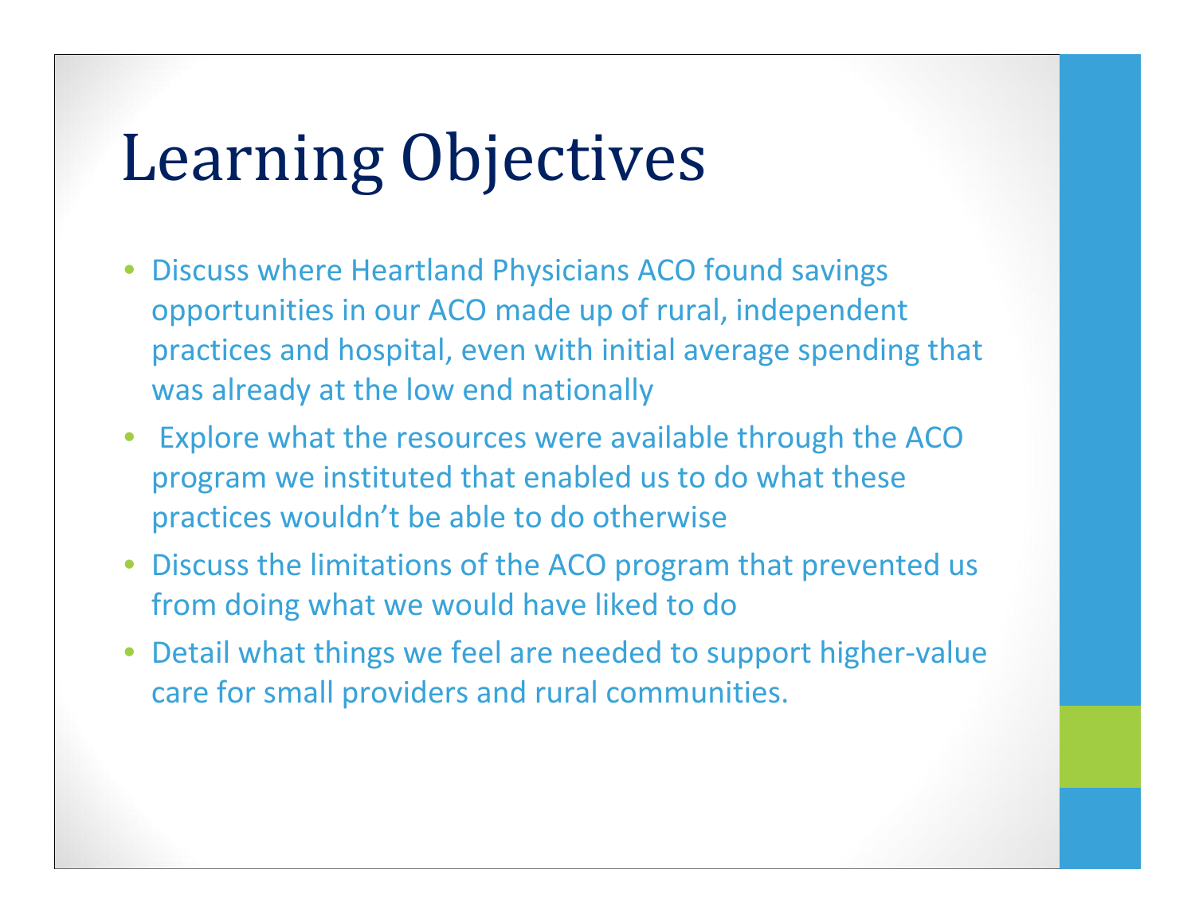# Learning Objectives

- Discuss where Heartland Physicians ACO found savings opportunities in our ACO made up of rural, independent practices and hospital, even with initial average spending that was already at the low end nationally
- Explore what the resources were available through the ACO program we instituted that enabled us to do what these practices wouldn't be able to do otherwise
- Discuss the limitations of the ACO program that prevented us from doing what we would have liked to do
- Detail what things we feel are needed to support higher-value care for small providers and rural communities.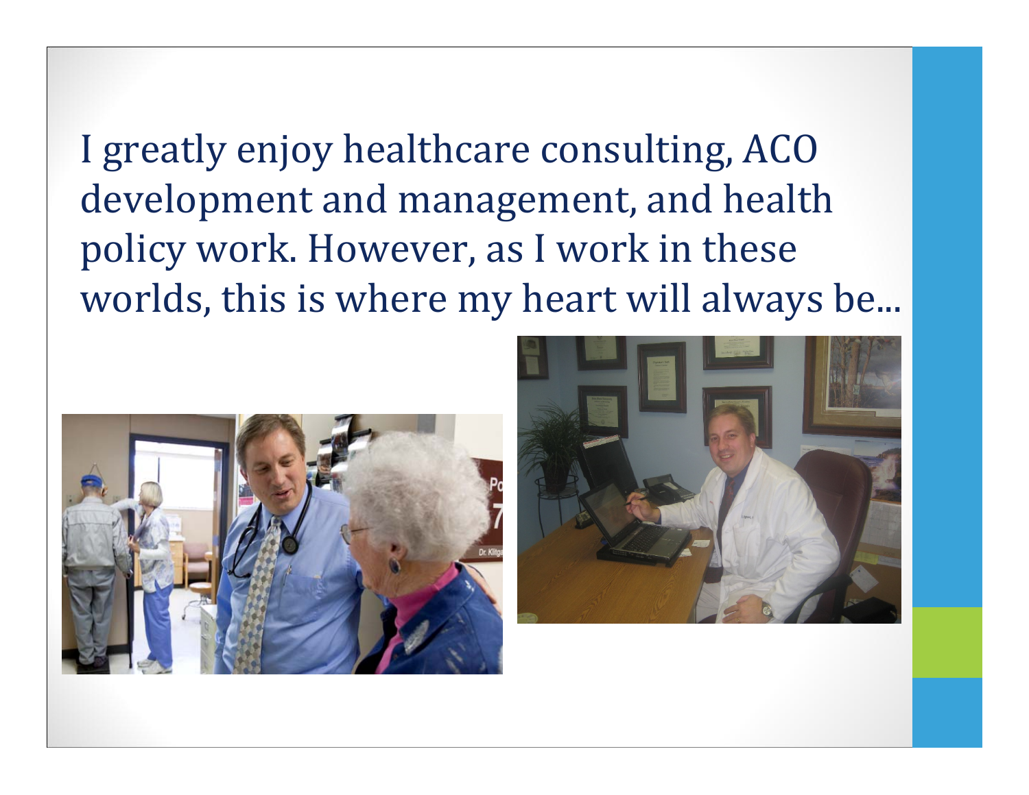I greatly enjoy healthcare consulting, ACO development and management, and health policy work. However, as I work in these worlds, this is where my heart will always be...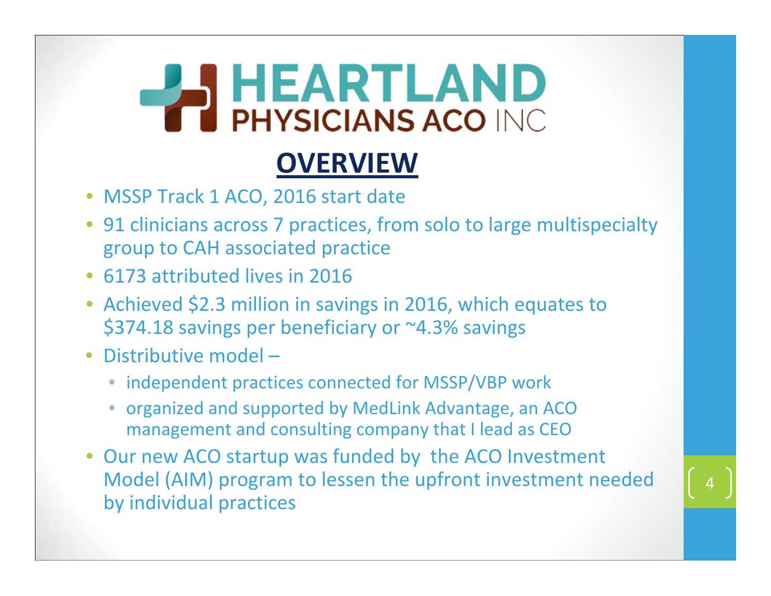# HEARTLAND PHYSICIANS ACO INC

## OVERVIEW

- MSSP Track 1 ACO, 2016 start date
- 91 clinicians across 7 practices, from solo to large multispecialty group to CAH associated practice
- 6173 attributed lives in 2016
- Achieved $2.3 million in savings in 2016, which equates to $374.18 savings per beneficiary or ~4.3% savings
- Distributive model –
  - independent practices connected for MSSP/VBP work
  - organized and supported by MedLink Advantage, an ACO management and consulting company that I lead as CEO
- Our new ACO startup was funded by the ACO Investment Model (AIM) program to lessen the upfront investment needed by individual practices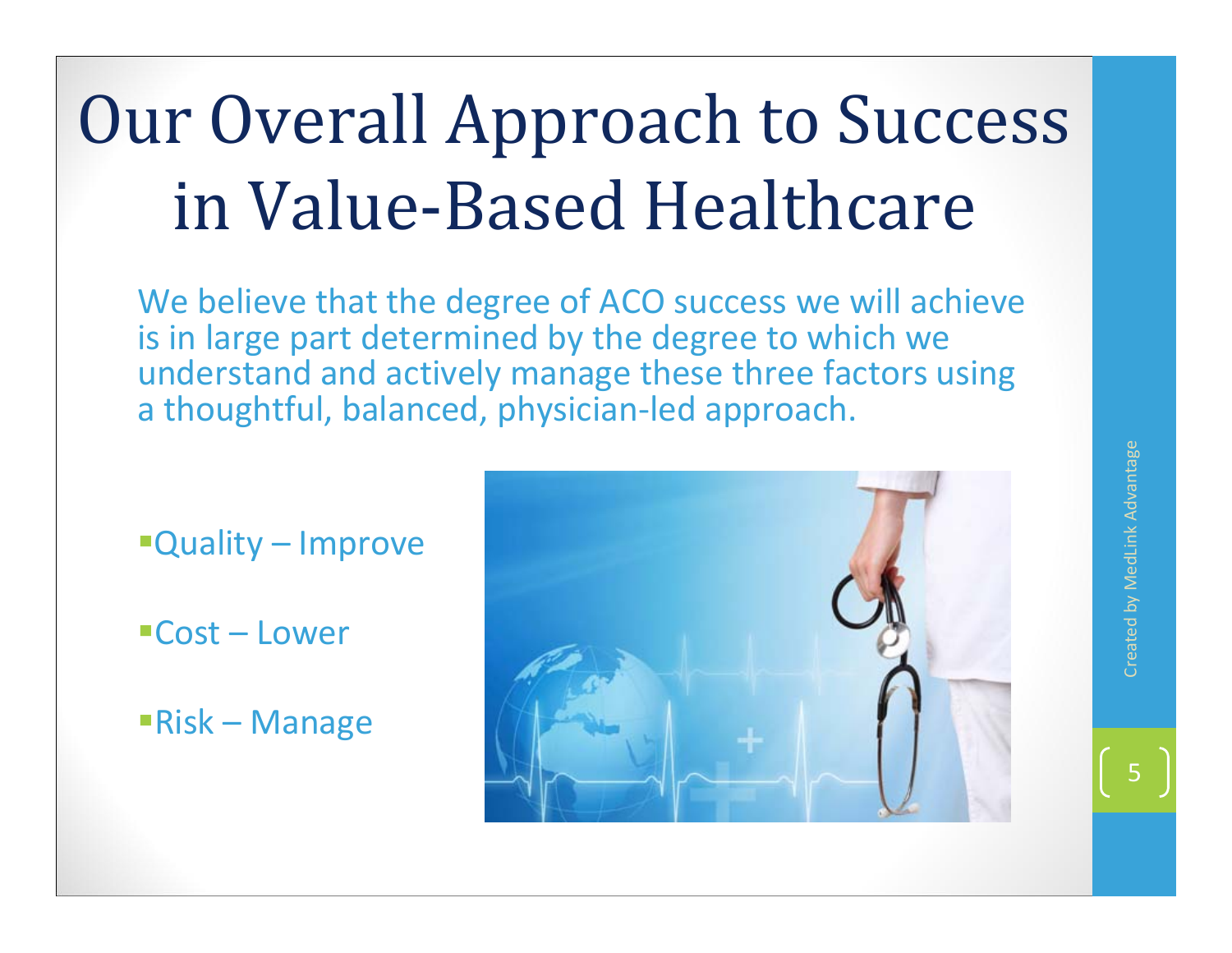# Our Overall Approach to Success in Value-Based Healthcare

We believe that the degree of ACO success we will achieve is in large part determined by the degree to which we understand and actively manage these three factors using a thoughtful, balanced, physician-led approach.

- Quality – Improve
- Cost – Lower
- Risk – Manage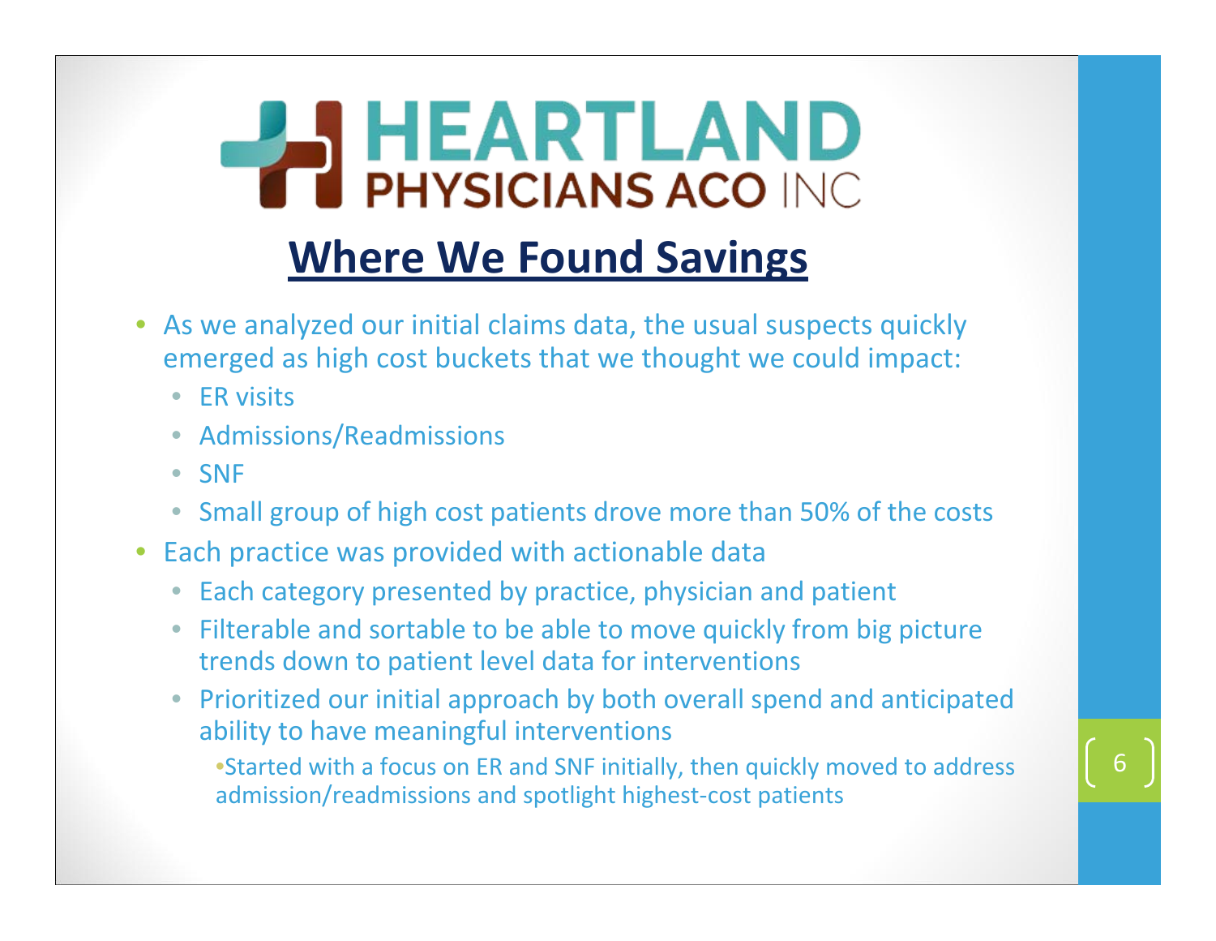HEARTLAND PHYSICIANS ACO INC

# Where We Found Savings

- As we analyzed our initial claims data, the usual suspects quickly emerged as high cost buckets that we thought we could impact:
  - ER visits
  - Admissions/Readmissions
  - SNF
  - Small group of high cost patients drove more than 50% of the costs
- Each practice was provided with actionable data
  - Each category presented by practice, physician and patient
  - Filterable and sortable to be able to move quickly from big picture trends down to patient level data for interventions
  - Prioritized our initial approach by both overall spend and anticipated ability to have meaningful interventions
    - Started with a focus on ER and SNF initially, then quickly moved to address admission/readmissions and spotlight highest-cost patients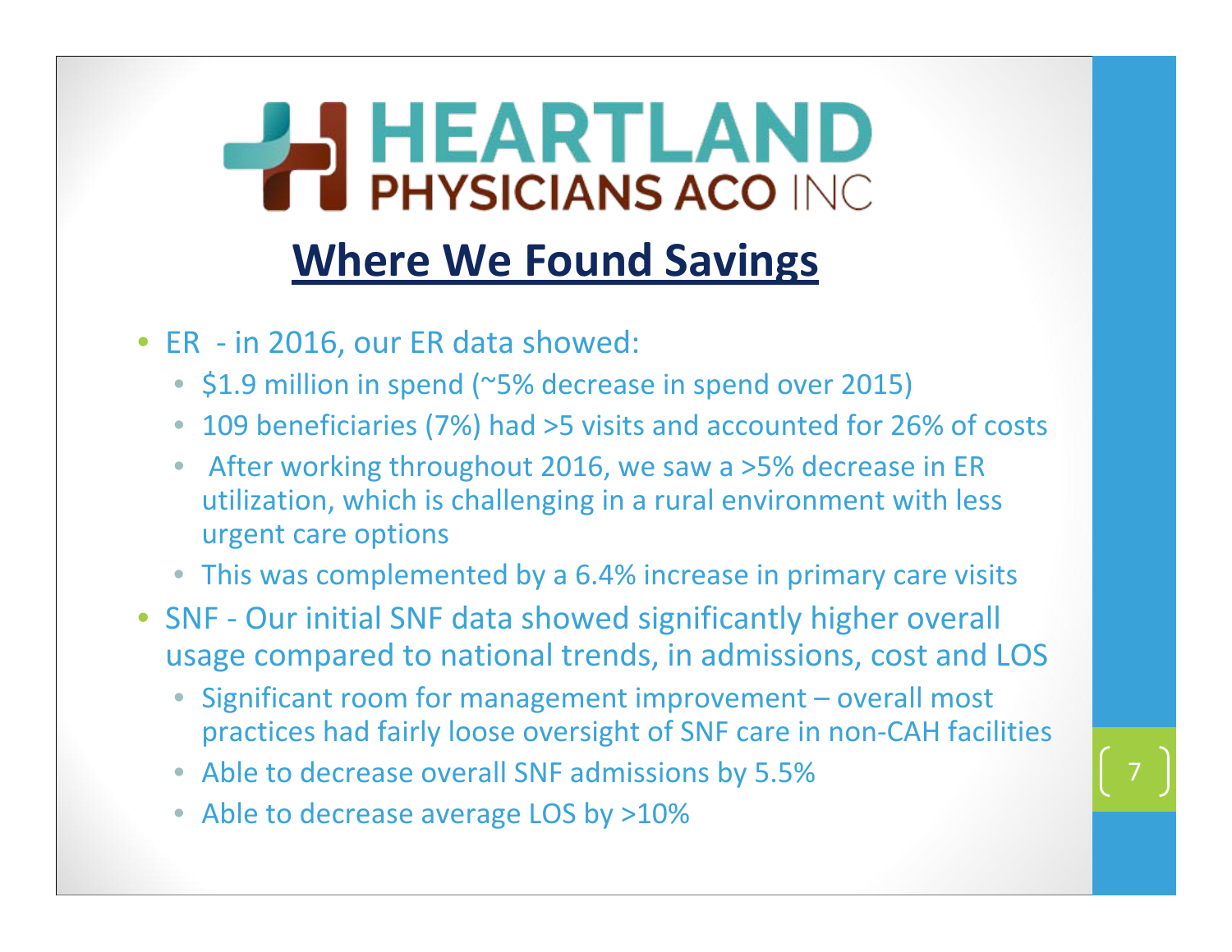# HEARTLAND PHYSICIANS ACO INC

## Where We Found Savings

- ER - in 2016, our ER data showed:
  - $1.9 million in spend (~5% decrease in spend over 2015)
  - 109 beneficiaries (7%) had >5 visits and accounted for 26% of costs
  - After working throughout 2016, we saw a >5% decrease in ER utilization, which is challenging in a rural environment with less urgent care options
  - This was complemented by a 6.4% increase in primary care visits
- SNF - Our initial SNF data showed significantly higher overall usage compared to national trends, in admissions, cost and LOS
  - Significant room for management improvement – overall most practices had fairly loose oversight of SNF care in non-CAH facilities
  - Able to decrease overall SNF admissions by 5.5%
  - Able to decrease average LOS by >10%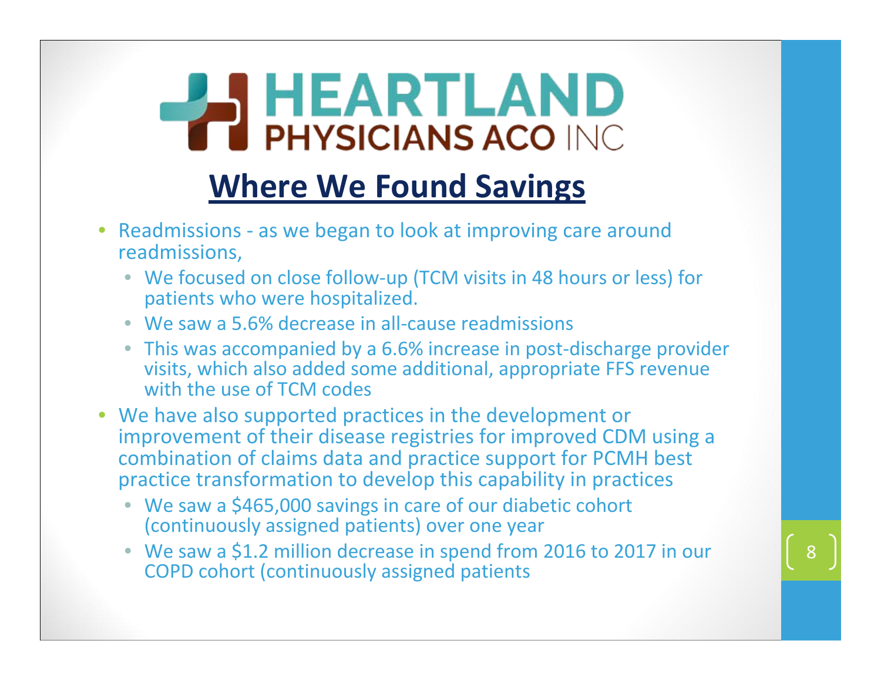# HEARTLAND PHYSICIANS ACO INC

## Where We Found Savings

- Readmissions - as we began to look at improving care around readmissions,
  - We focused on close follow-up (TCM visits in 48 hours or less) for patients who were hospitalized.
  - We saw a 5.6% decrease in all-cause readmissions
  - This was accompanied by a 6.6% increase in post-discharge provider visits, which also added some additional, appropriate FFS revenue with the use of TCM codes
- We have also supported practices in the development or improvement of their disease registries for improved CDM using a combination of claims data and practice support for PCMH best practice transformation to develop this capability in practices
  - We saw a $465,000 savings in care of our diabetic cohort (continuously assigned patients) over one year
  - We saw a $1.2 million decrease in spend from 2016 to 2017 in our COPD cohort (continuously assigned patients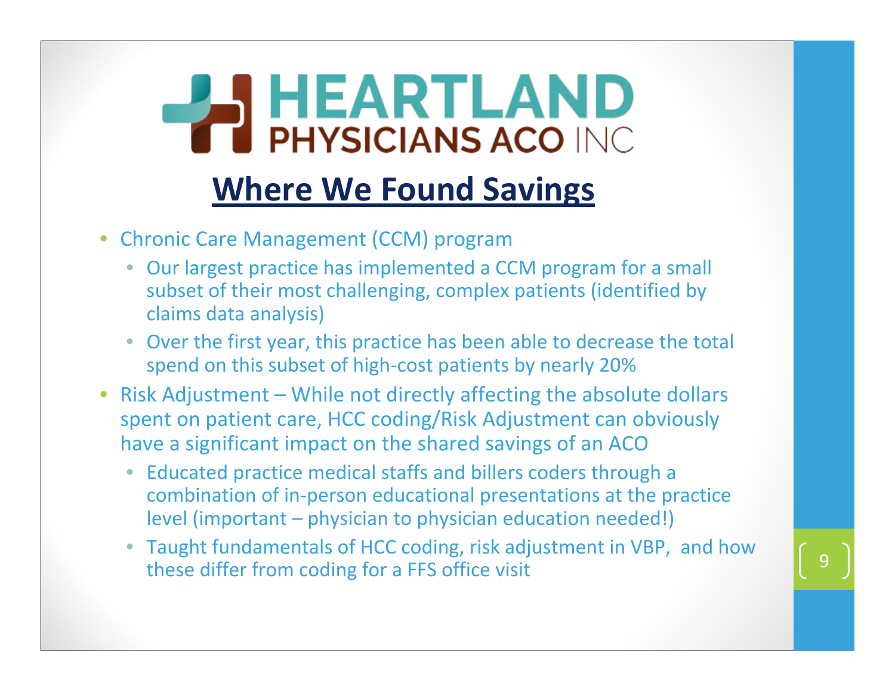HEARTLAND PHYSICIANS ACO INC

## Where We Found Savings

- Chronic Care Management (CCM) program
  - Our largest practice has implemented a CCM program for a small subset of their most challenging, complex patients (identified by claims data analysis)
  - Over the first year, this practice has been able to decrease the total spend on this subset of high-cost patients by nearly 20%
- Risk Adjustment – While not directly affecting the absolute dollars spent on patient care, HCC coding/Risk Adjustment can obviously have a significant impact on the shared savings of an ACO
  - Educated practice medical staffs and billers coders through a combination of in-person educational presentations at the practice level (important – physician to physician education needed!)
  - Taught fundamentals of HCC coding, risk adjustment in VBP, and how these differ from coding for a FFS office visit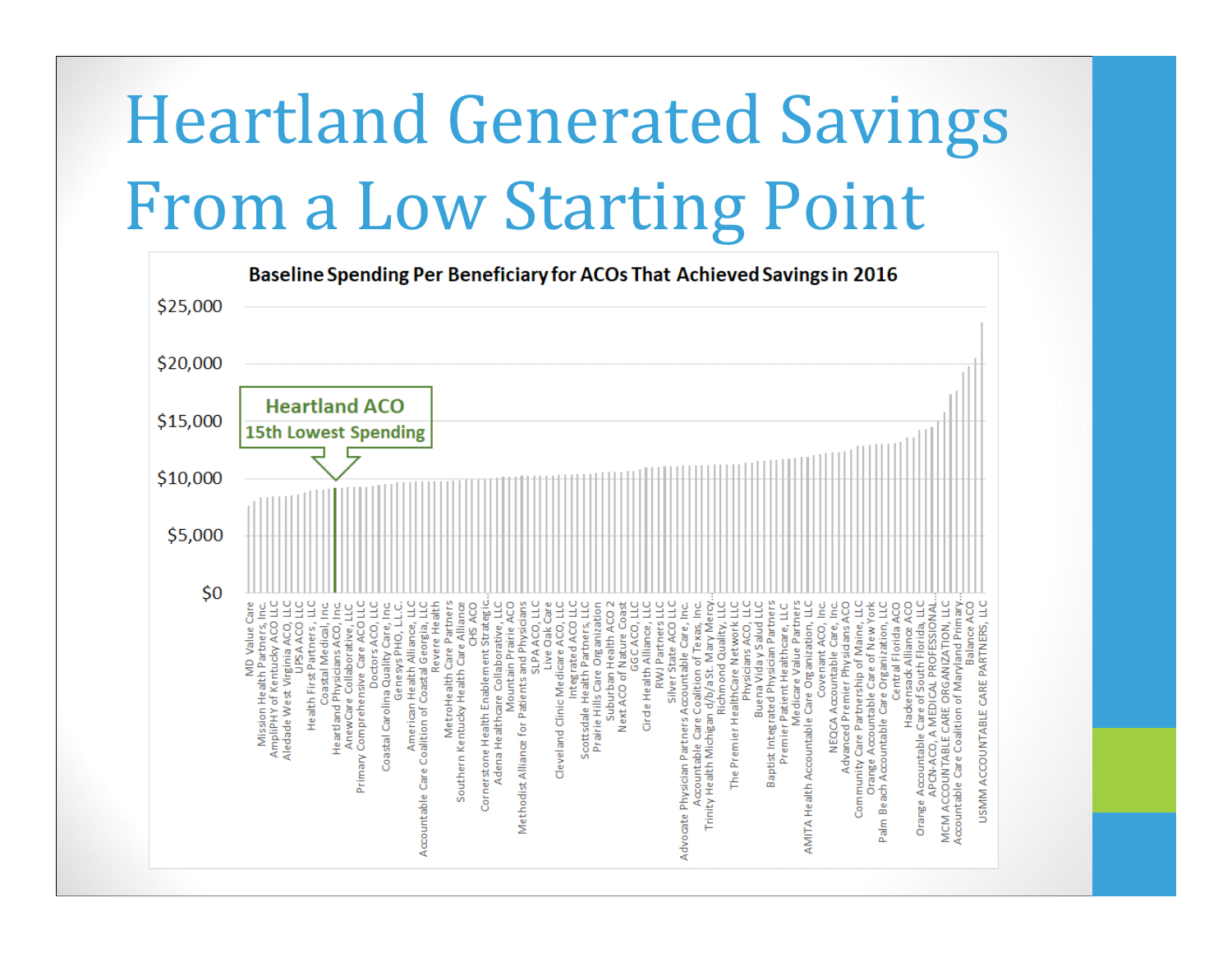# Heartland Generated Savings From a Low Starting Point

**Baseline Spending Per Beneficiary for ACOs That Achieved Savings in 2016**

$25,000
$20,000
$15,000
$10,000
$5,000
$0

**Heartland ACO**
**15th Lowest Spending**

MD Value Care
Mission Health Partners, Inc.
AmpliPHY of Kentucky ACO LLC
Aledade West Virginia ACO, LLC
UPSA ACO LLC
Health First Partners, LLC
Coastal Medical, Inc.
Heartland Physicians ACO, Inc.
AnewCare Collaborative, LLC
Primary Comprehensive Care ACO LLC
Doctors ACO, LLC
Coastal Carolina Quality Care, Inc.
Genesys PHO, L.L.C.
American Health Alliance, LLC
Accountable Care Coalition of Coastal Georgia, LLC
Revere Health
MetroHealth Care Partners
Southern Kentucky Health Care Alliance
CHS ACO
Cornerstone Health Enablement Strategic...
Adena Healthcare Collaborative, LLC
Mountain Prairie ACO
Methodist Alliance for Patients and Physicians
SLPA ACO, LLC
Live Oak Care
Cleveland Clinic Medicare ACO, LLC
Integrated ACO LLC
Scottsdale Health Partners, LLC
Prairie Hills Care Organization
Suburban Health ACO 2
Next ACO of Nature Coast
GGC ACO, LLC
Circle Health Alliance, LLC
RWJ Partners LLC
Silver State ACO LLC
Advocate Physician Partners Accountable Care, Inc.
Accountable Care Coalition of Texas, Inc.
Trinity Health Michigan d/b/a St. Mary Mercy...
Richmond Quality, LLC
The Premier HealthCare Network LLC
Physicians ACO, LLC
Buena Vida y Salud LLC
Baptist Integrated Physician Partners
Premier Patient Healthcare, LLC
Medicare Value Partners
AMITA Health Accountable Care Organization, LLC
Covenant ACO, Inc.
NEQCA Accountable Care, Inc.
Advanced Premier Physicians ACO
Community Care Partnership of Maine, LLC
Orange Accountable Care of New York
Palm Beach Accountable Care Organization, LLC
Central Florida ACO
Hackensack Alliance ACO
Orange Accountable Care of South Florida, LLC
APCN-ACO, A MEDICAL PROFESSIONAL...
MCM ACCOUNTABLE CARE ORGANIZATION, LLC
Accountable Care Coalition of Maryland Primary...
Balance ACO
USMM ACCOUNTABLE CARE PARTNERS, LLC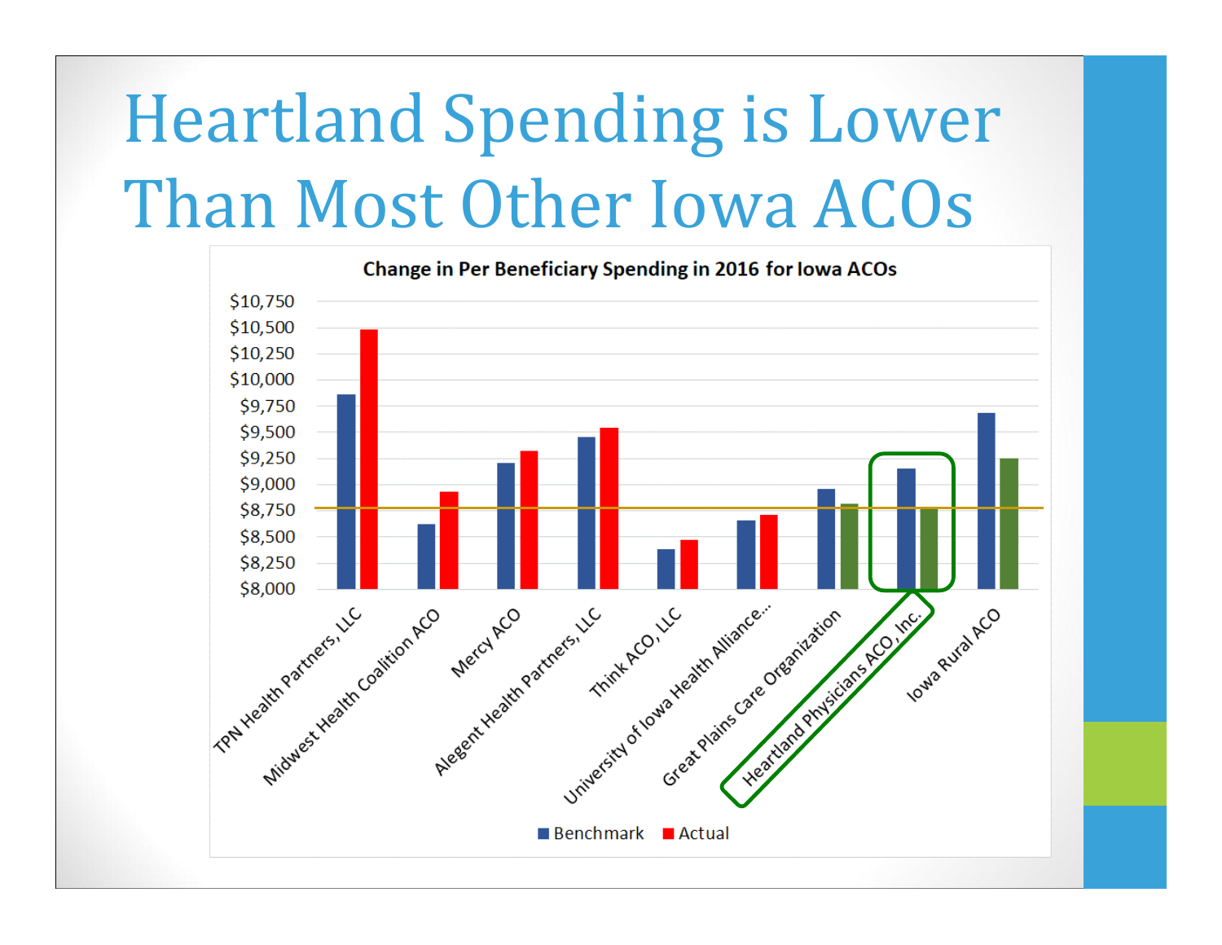# Heartland Spending is Lower Than Most Other Iowa ACOs

**Change in Per Beneficiary Spending in 2016 for Iowa ACOs**

$10,750
$10,500
$10,250
$10,000
$9,750
$9,500
$9,250
$9,000
$8,750
$8,500
$8,250
$8,000

TPN Health Partners, LLC
Midwest Health Coalition ACO
Mercy ACO
Alegent Health Partners, LLC
Think ACO, LLC
University of Iowa Health Alliance...
Great Plains Care Organization
Heartland Physicians ACO, Inc.
Iowa Rural ACO

Benchmark ■ Actual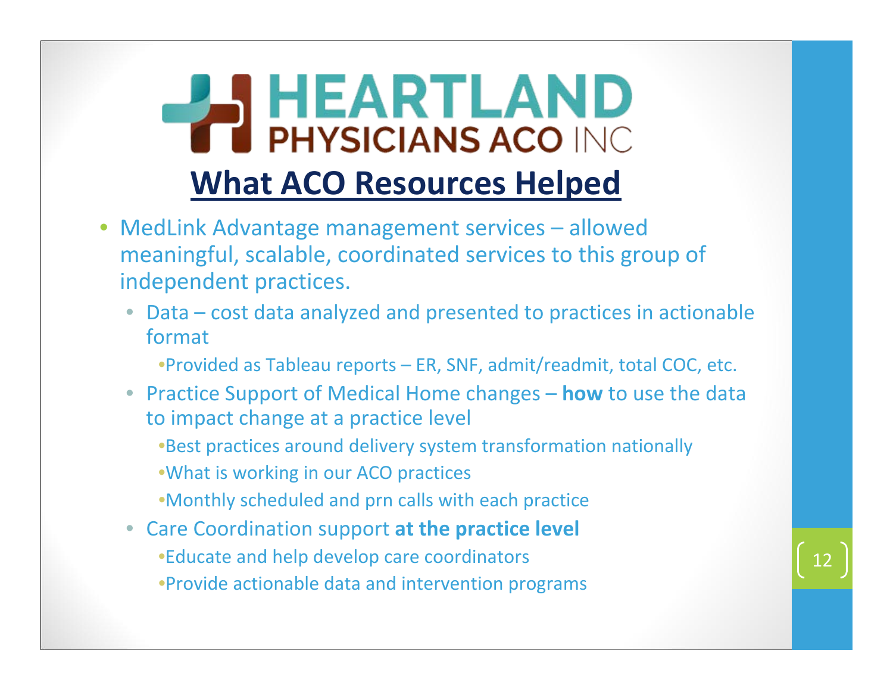HEARTLAND PHYSICIANS ACO INC

# What ACO Resources Helped

- MedLink Advantage management services – allowed meaningful, scalable, coordinated services to this group of independent practices.
  - Data – cost data analyzed and presented to practices in actionable format
    - Provided as Tableau reports – ER, SNF, admit/readmit, total COC, etc.
  - Practice Support of Medical Home changes – **how** to use the data to impact change at a practice level
    - Best practices around delivery system transformation nationally
    - What is working in our ACO practices
    - Monthly scheduled and prn calls with each practice
  - Care Coordination support **at the practice level**
    - Educate and help develop care coordinators
    - Provide actionable data and intervention programs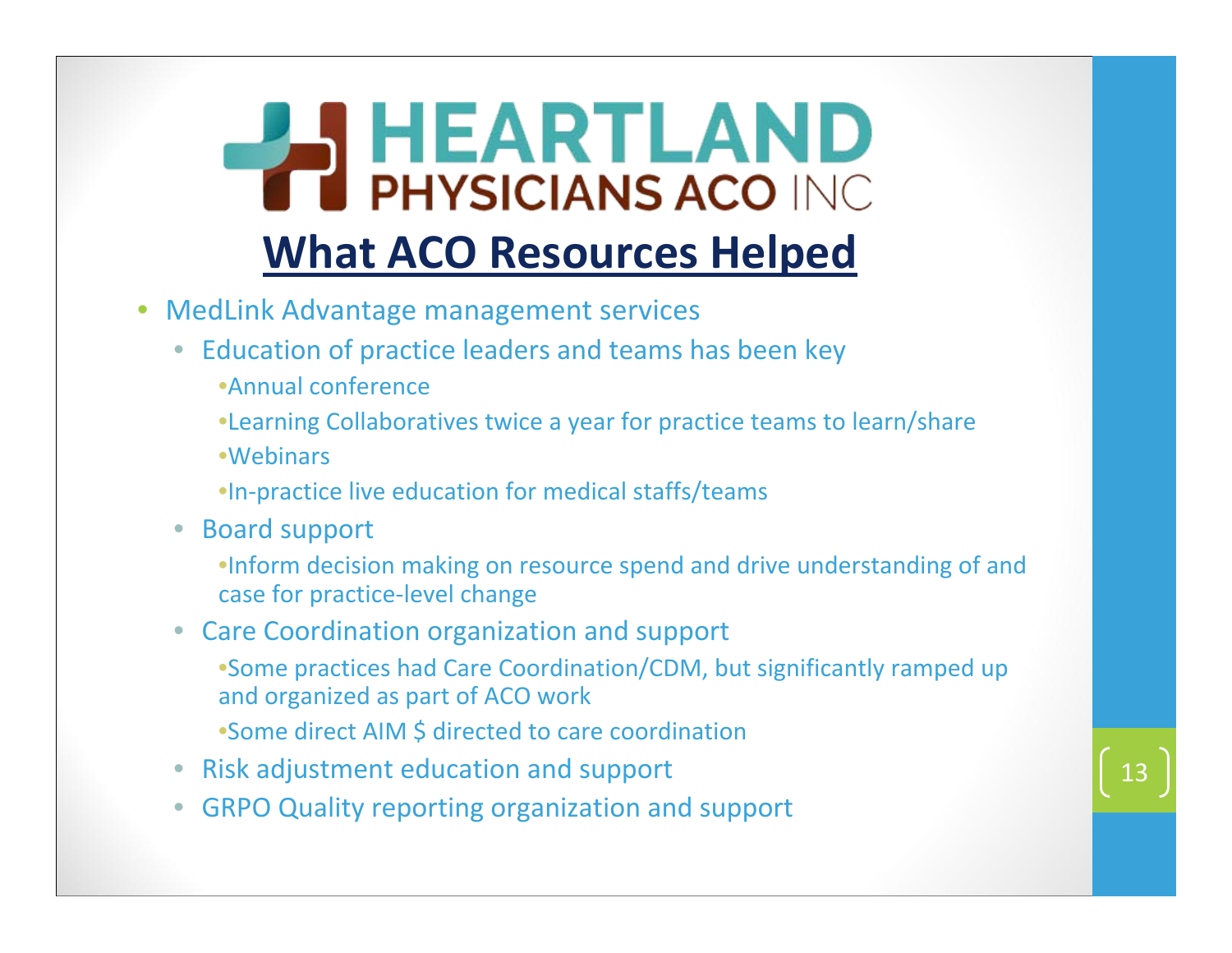# HEARTLAND PHYSICIANS ACO INC

## What ACO Resources Helped

- MedLink Advantage management services
  - Education of practice leaders and teams has been key
    - Annual conference
    - Learning Collaboratives twice a year for practice teams to learn/share
    - Webinars
    - In-practice live education for medical staffs/teams
  - Board support
    - Inform decision making on resource spend and drive understanding of and case for practice-level change
  - Care Coordination organization and support
    - Some practices had Care Coordination/CDM, but significantly ramped up and organized as part of ACO work
    - Some direct AIM $ directed to care coordination
  - Risk adjustment education and support
  - GRPO Quality reporting organization and support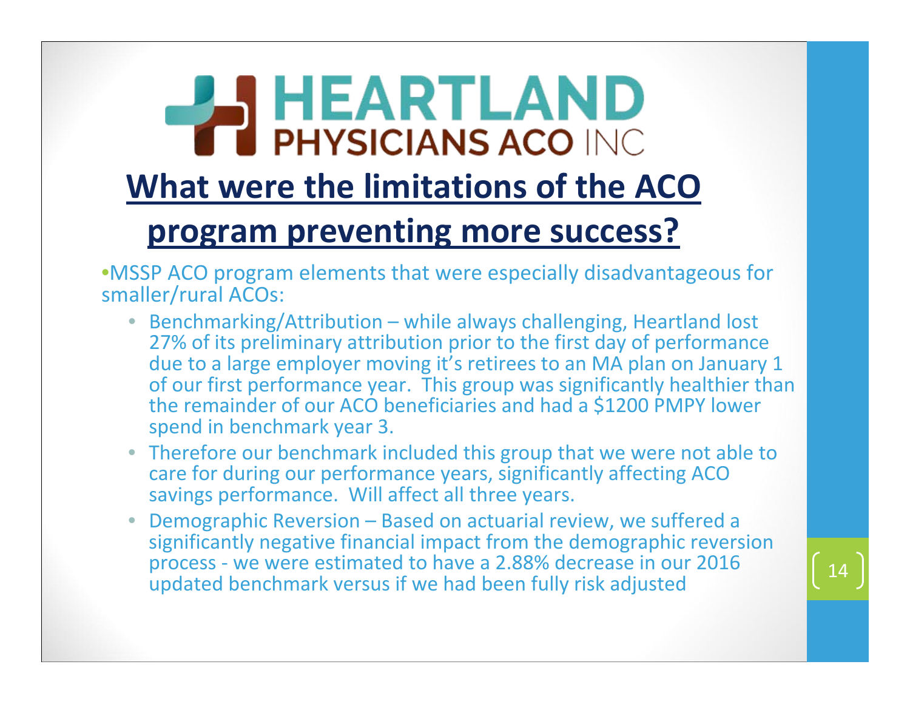# HEARTLAND PHYSICIANS ACO INC

## What were the limitations of the ACO program preventing more success?

- MSSP ACO program elements that were especially disadvantageous for smaller/rural ACOs:
  - Benchmarking/Attribution – while always challenging, Heartland lost 27% of its preliminary attribution prior to the first day of performance due to a large employer moving it's retirees to an MA plan on January 1 of our first performance year. This group was significantly healthier than the remainder of our ACO beneficiaries and had a $1200 PMPY lower spend in benchmark year 3.
  - Therefore our benchmark included this group that we were not able to care for during our performance years, significantly affecting ACO savings performance. Will affect all three years.
  - Demographic Reversion – Based on actuarial review, we suffered a significantly negative financial impact from the demographic reversion process - we were estimated to have a 2.88% decrease in our 2016 updated benchmark versus if we had been fully risk adjusted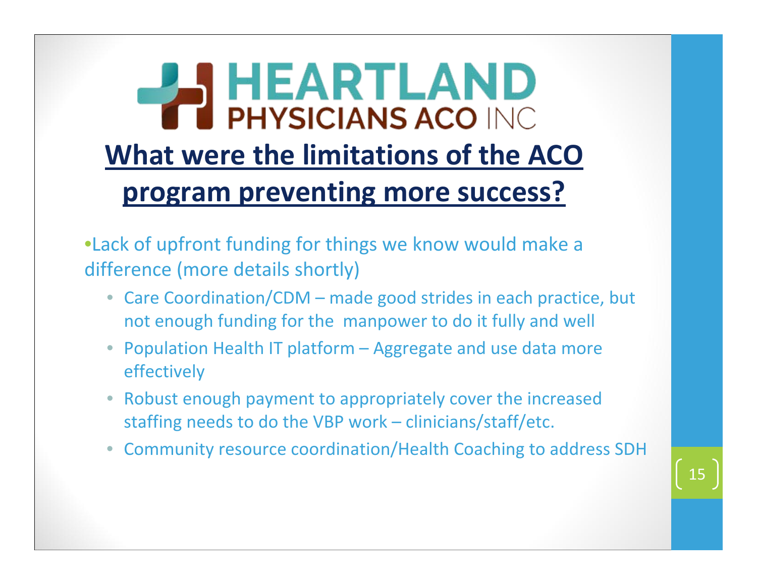HEARTLAND PHYSICIANS ACO INC

## What were the limitations of the ACO program preventing more success?

- Lack of upfront funding for things we know would make a difference (more details shortly)
  - Care Coordination/CDM – made good strides in each practice, but not enough funding for the manpower to do it fully and well
  - Population Health IT platform – Aggregate and use data more effectively
  - Robust enough payment to appropriately cover the increased staffing needs to do the VBP work – clinicians/staff/etc.
  - Community resource coordination/Health Coaching to address SDH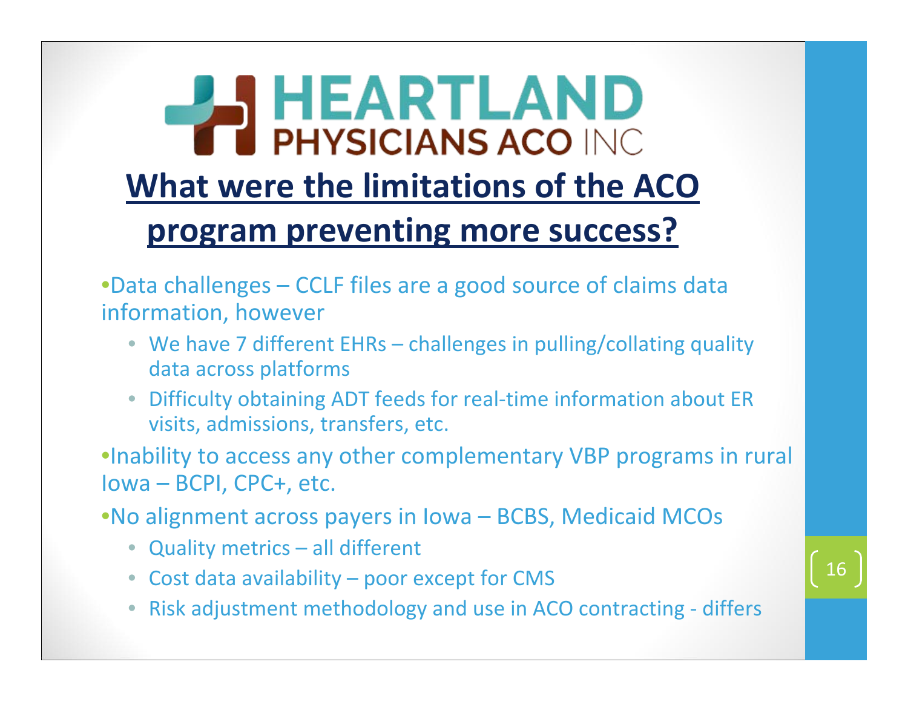# HEARTLAND PHYSICIANS ACO INC

## What were the limitations of the ACO program preventing more success?

- Data challenges – CCLF files are a good source of claims data information, however
  - We have 7 different EHRs – challenges in pulling/collating quality data across platforms
  - Difficulty obtaining ADT feeds for real-time information about ER visits, admissions, transfers, etc.
- Inability to access any other complementary VBP programs in rural Iowa – BCPI, CPC+, etc.
- No alignment across payers in Iowa – BCBS, Medicaid MCOs
  - Quality metrics – all different
  - Cost data availability – poor except for CMS
  - Risk adjustment methodology and use in ACO contracting - differs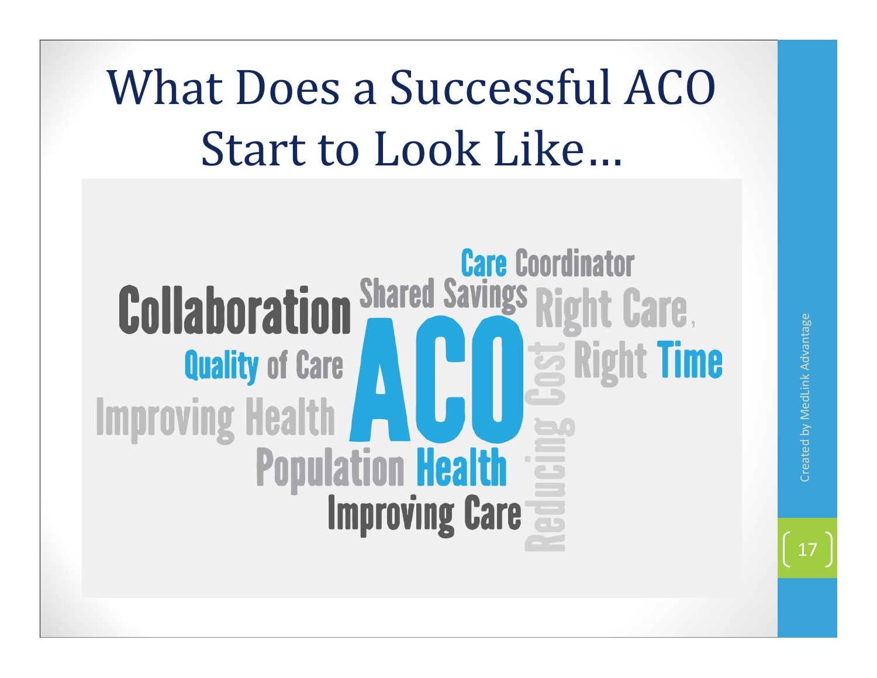# What Does a Successful ACO Start to Look Like…

Care Coordinator

Collaboration

Shared Savings

Right Care, Right Time

Quality of Care

ACO

Reducing Cost

Improving Health

Population Health

Improving Care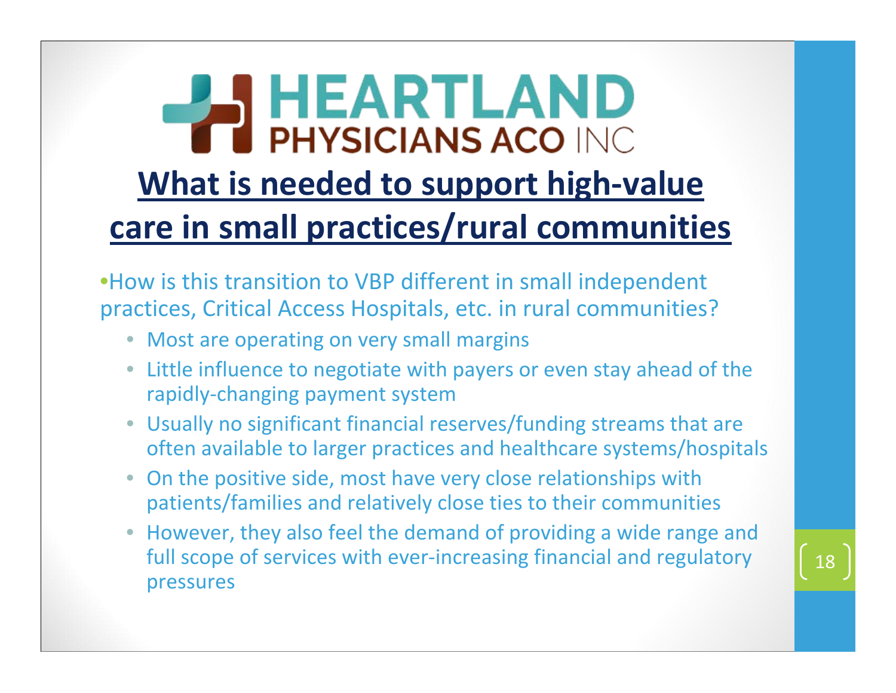HEARTLAND PHYSICIANS ACO INC

# What is needed to support high-value care in small practices/rural communities

- How is this transition to VBP different in small independent practices, Critical Access Hospitals, etc. in rural communities?
  - Most are operating on very small margins
  - Little influence to negotiate with payers or even stay ahead of the rapidly-changing payment system
  - Usually no significant financial reserves/funding streams that are often available to larger practices and healthcare systems/hospitals
  - On the positive side, most have very close relationships with patients/families and relatively close ties to their communities
  - However, they also feel the demand of providing a wide range and full scope of services with ever-increasing financial and regulatory pressures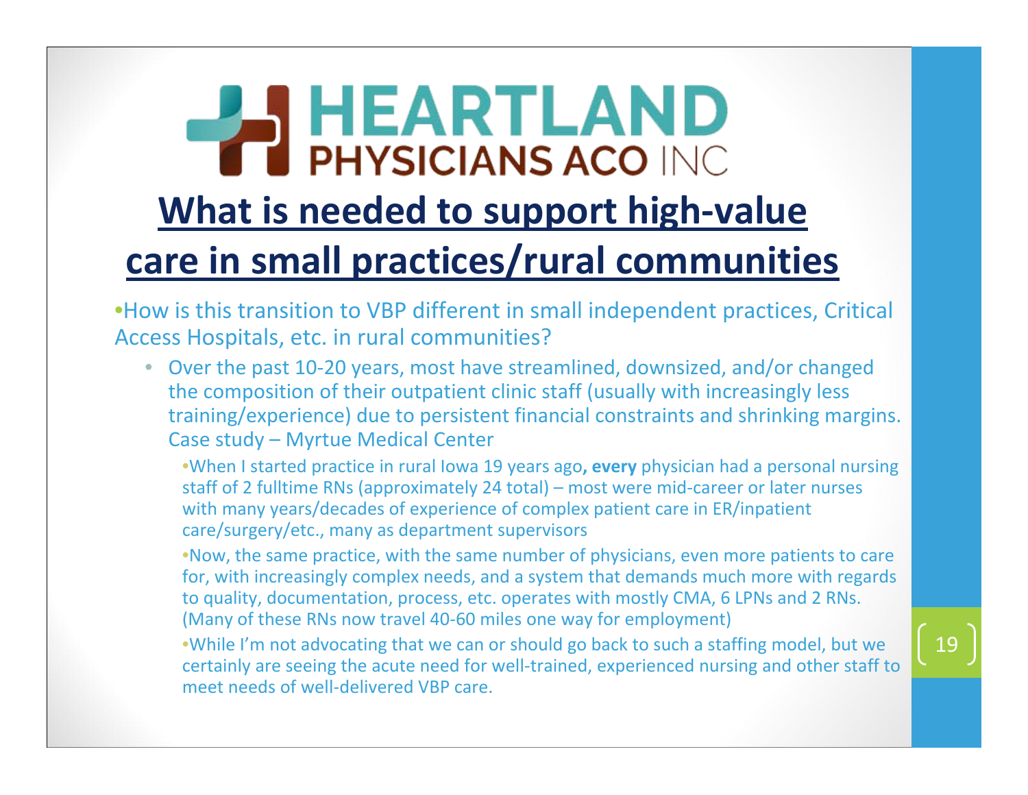HEARTLAND PHYSICIANS ACO INC

# What is needed to support high-value care in small practices/rural communities

- How is this transition to VBP different in small independent practices, Critical Access Hospitals, etc. in rural communities?
  - Over the past 10-20 years, most have streamlined, downsized, and/or changed the composition of their outpatient clinic staff (usually with increasingly less training/experience) due to persistent financial constraints and shrinking margins. Case study – Myrtue Medical Center
    - When I started practice in rural Iowa 19 years ago**, every** physician had a personal nursing staff of 2 fulltime RNs (approximately 24 total) – most were mid-career or later nurses with many years/decades of experience of complex patient care in ER/inpatient care/surgery/etc., many as department supervisors
    - Now, the same practice, with the same number of physicians, even more patients to care for, with increasingly complex needs, and a system that demands much more with regards to quality, documentation, process, etc. operates with mostly CMA, 6 LPNs and 2 RNs. (Many of these RNs now travel 40-60 miles one way for employment)
    - While I'm not advocating that we can or should go back to such a staffing model, but we certainly are seeing the acute need for well-trained, experienced nursing and other staff to meet needs of well-delivered VBP care.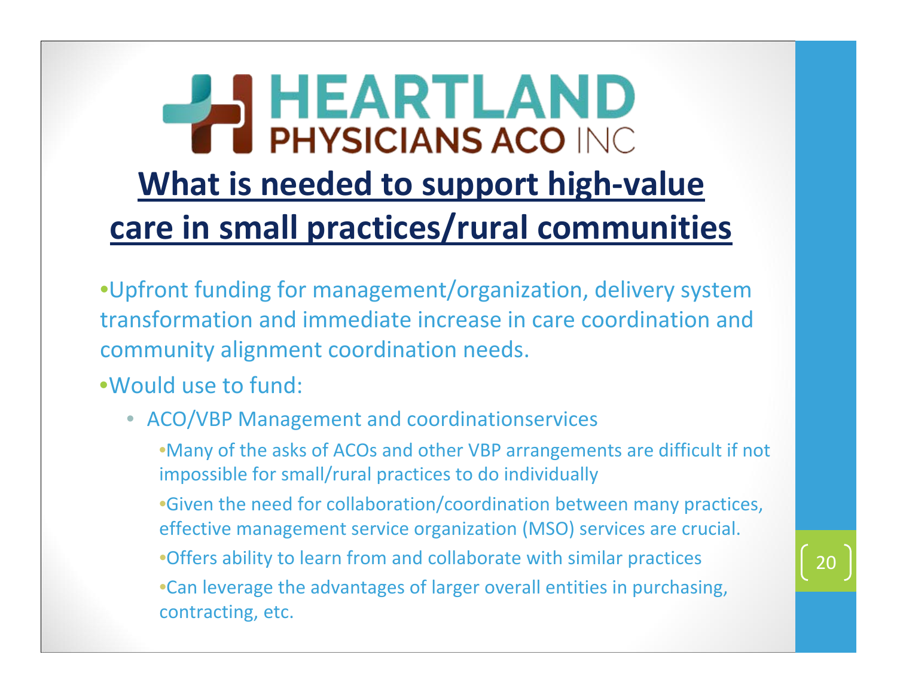# HEARTLAND PHYSICIANS ACO INC

## What is needed to support high-value care in small practices/rural communities

- Upfront funding for management/organization, delivery system transformation and immediate increase in care coordination and community alignment coordination needs.
- Would use to fund:
  - ACO/VBP Management and coordinationservices
    - Many of the asks of ACOs and other VBP arrangements are difficult if not impossible for small/rural practices to do individually
    - Given the need for collaboration/coordination between many practices, effective management service organization (MSO) services are crucial.
    - Offers ability to learn from and collaborate with similar practices
    - Can leverage the advantages of larger overall entities in purchasing, contracting, etc.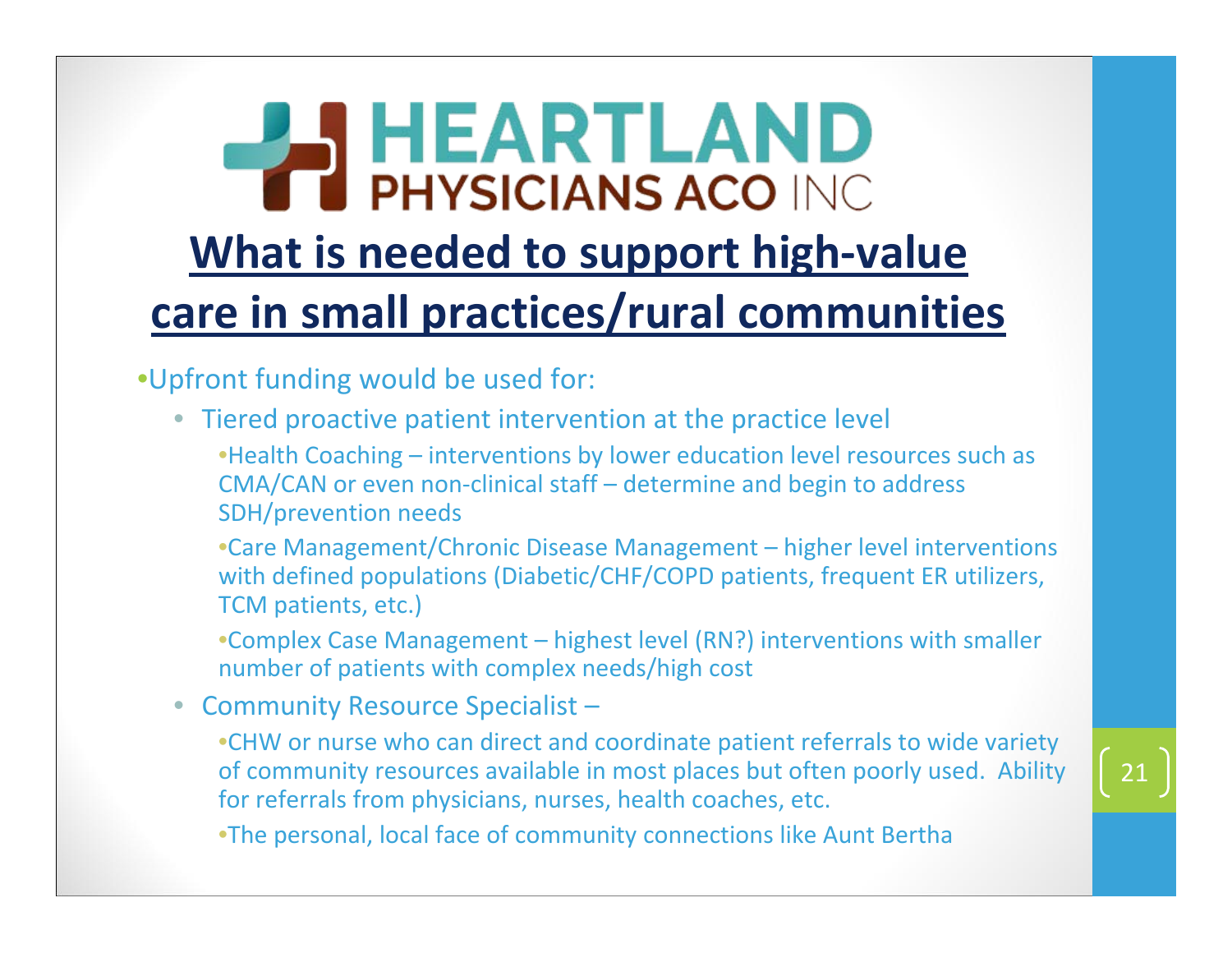HEARTLAND PHYSICIANS ACO INC

# What is needed to support high-value care in small practices/rural communities

- Upfront funding would be used for:
  - Tiered proactive patient intervention at the practice level
    - Health Coaching – interventions by lower education level resources such as CMA/CAN or even non-clinical staff – determine and begin to address SDH/prevention needs
    - Care Management/Chronic Disease Management – higher level interventions with defined populations (Diabetic/CHF/COPD patients, frequent ER utilizers, TCM patients, etc.)
    - Complex Case Management – highest level (RN?) interventions with smaller number of patients with complex needs/high cost
  - Community Resource Specialist –
    - CHW or nurse who can direct and coordinate patient referrals to wide variety of community resources available in most places but often poorly used. Ability for referrals from physicians, nurses, health coaches, etc.
    - The personal, local face of community connections like Aunt Bertha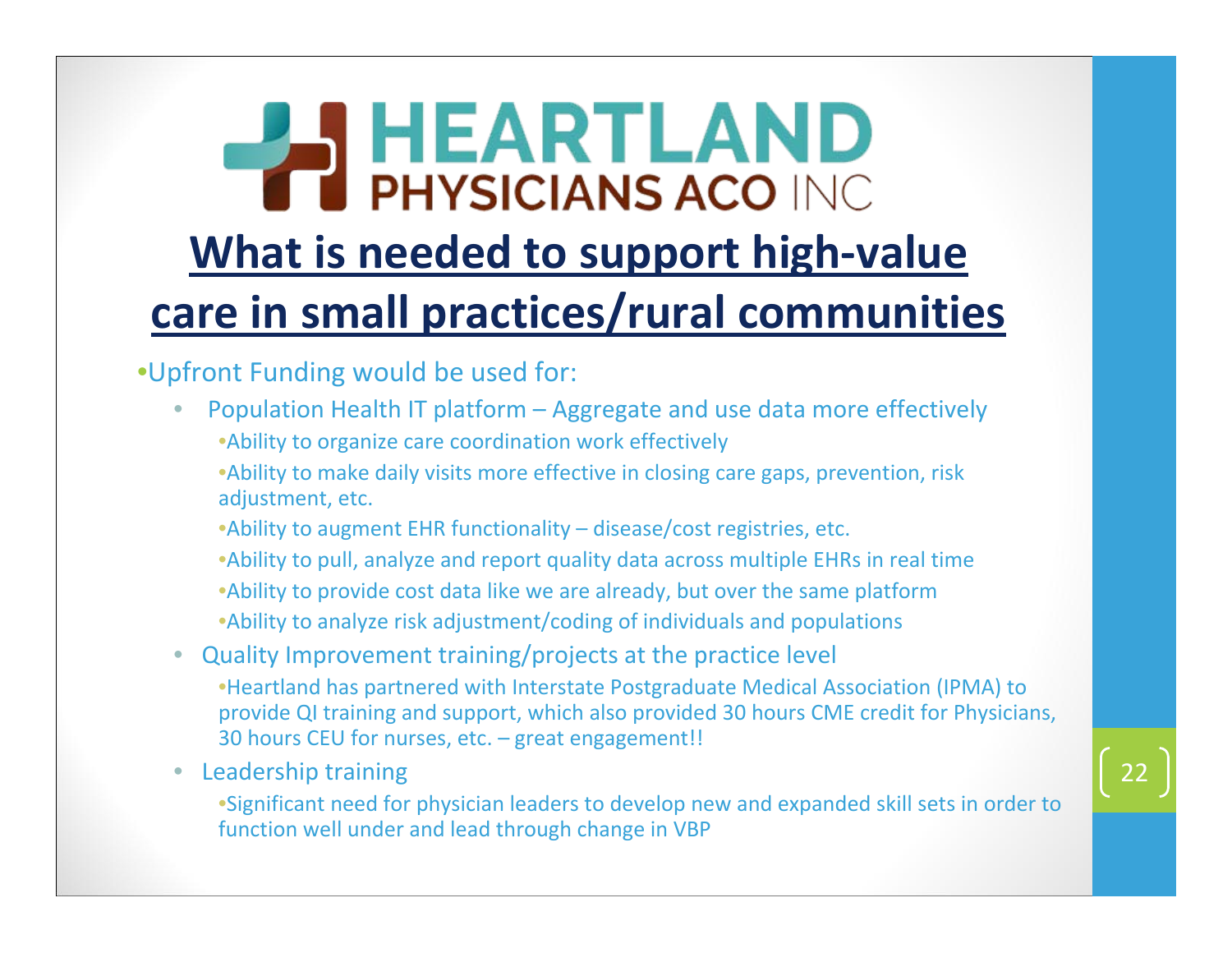HEARTLAND PHYSICIANS ACO INC

# What is needed to support high-value care in small practices/rural communities

- Upfront Funding would be used for:
  - Population Health IT platform – Aggregate and use data more effectively
    - Ability to organize care coordination work effectively
    - Ability to make daily visits more effective in closing care gaps, prevention, risk adjustment, etc.
    - Ability to augment EHR functionality – disease/cost registries, etc.
    - Ability to pull, analyze and report quality data across multiple EHRs in real time
    - Ability to provide cost data like we are already, but over the same platform
    - Ability to analyze risk adjustment/coding of individuals and populations
  - Quality Improvement training/projects at the practice level
    - Heartland has partnered with Interstate Postgraduate Medical Association (IPMA) to provide QI training and support, which also provided 30 hours CME credit for Physicians, 30 hours CEU for nurses, etc. – great engagement!!
  - Leadership training
    - Significant need for physician leaders to develop new and expanded skill sets in order to function well under and lead through change in VBP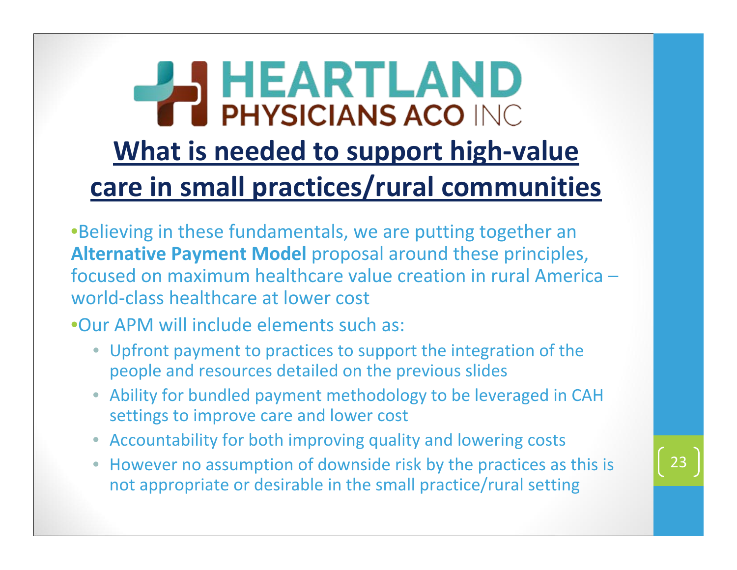# HEARTLAND PHYSICIANS ACO INC

## What is needed to support high-value care in small practices/rural communities

- Believing in these fundamentals, we are putting together an **Alternative Payment Model** proposal around these principles, focused on maximum healthcare value creation in rural America – world-class healthcare at lower cost
- Our APM will include elements such as:
  - Upfront payment to practices to support the integration of the people and resources detailed on the previous slides
  - Ability for bundled payment methodology to be leveraged in CAH settings to improve care and lower cost
  - Accountability for both improving quality and lowering costs
  - However no assumption of downside risk by the practices as this is not appropriate or desirable in the small practice/rural setting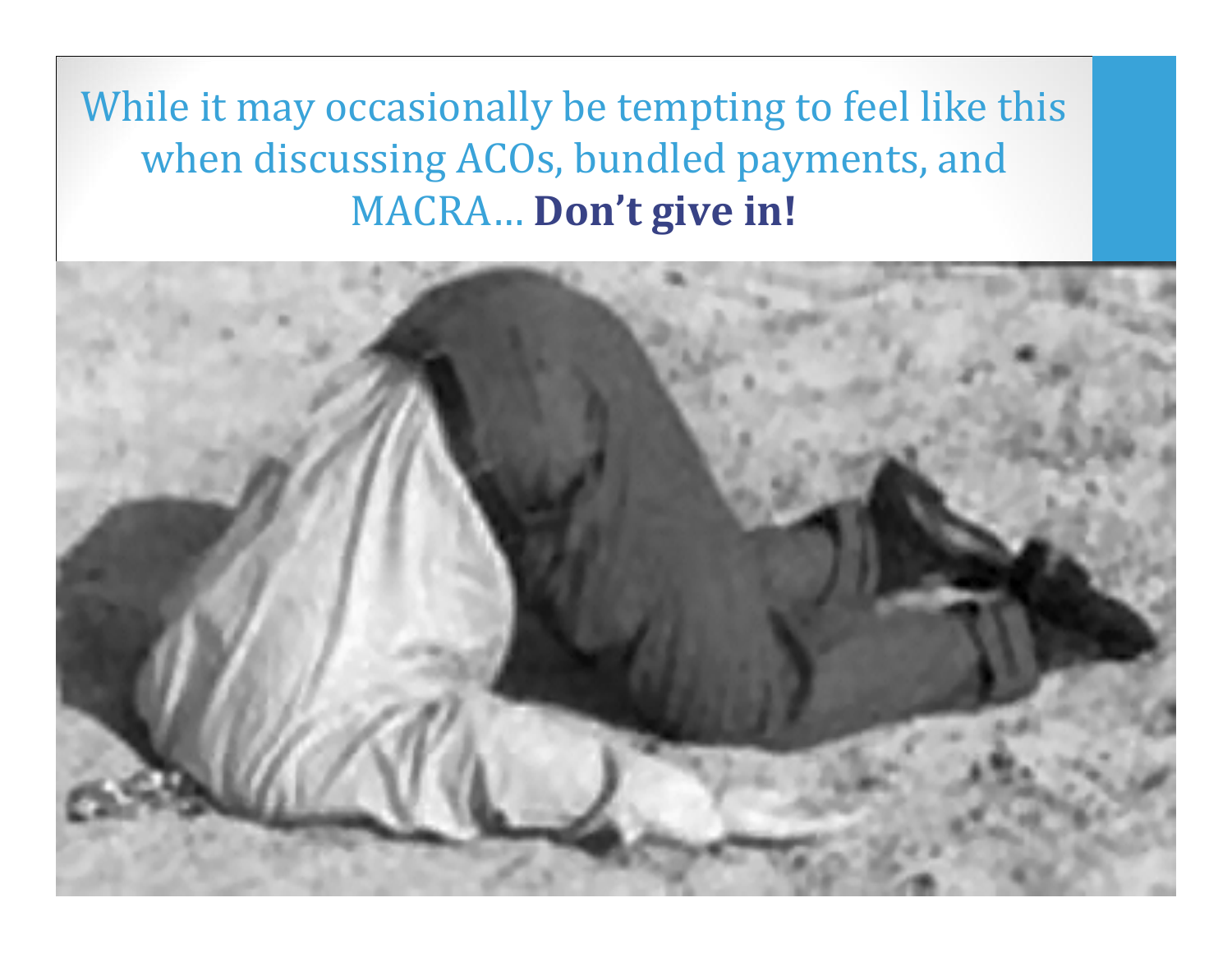While it may occasionally be tempting to feel like this when discussing ACOs, bundled payments, and MACRA… **Don't give in!**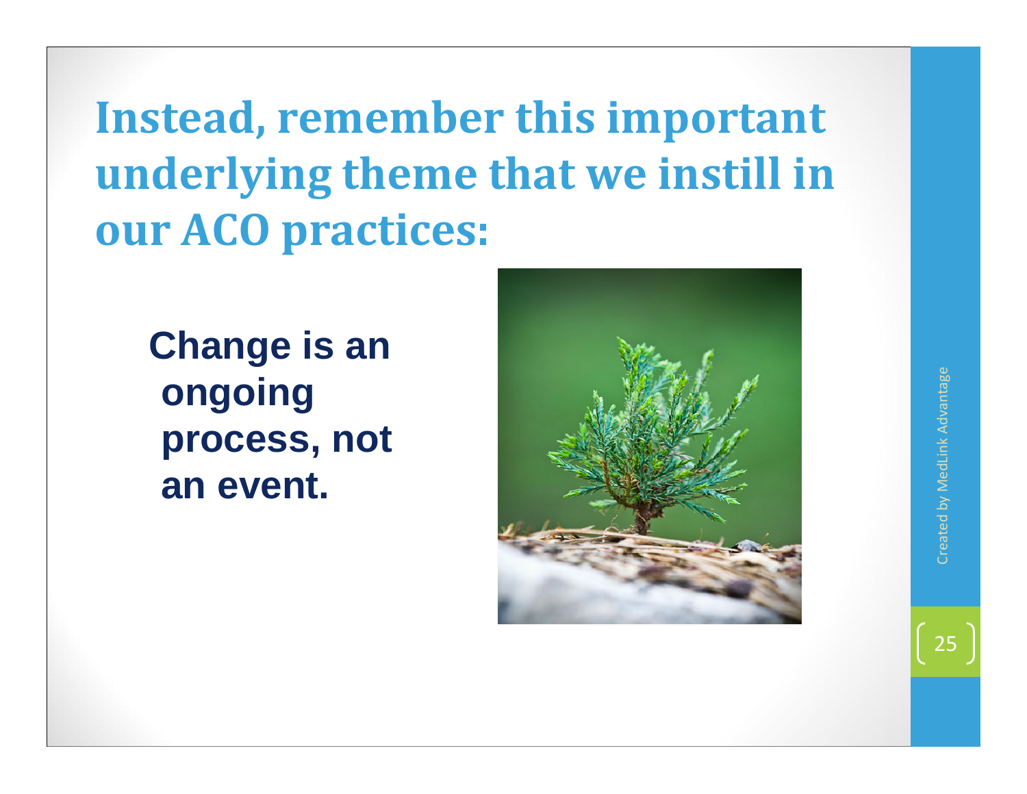# Instead, remember this important underlying theme that we instill in our ACO practices:

**Change is an ongoing process, not an event.**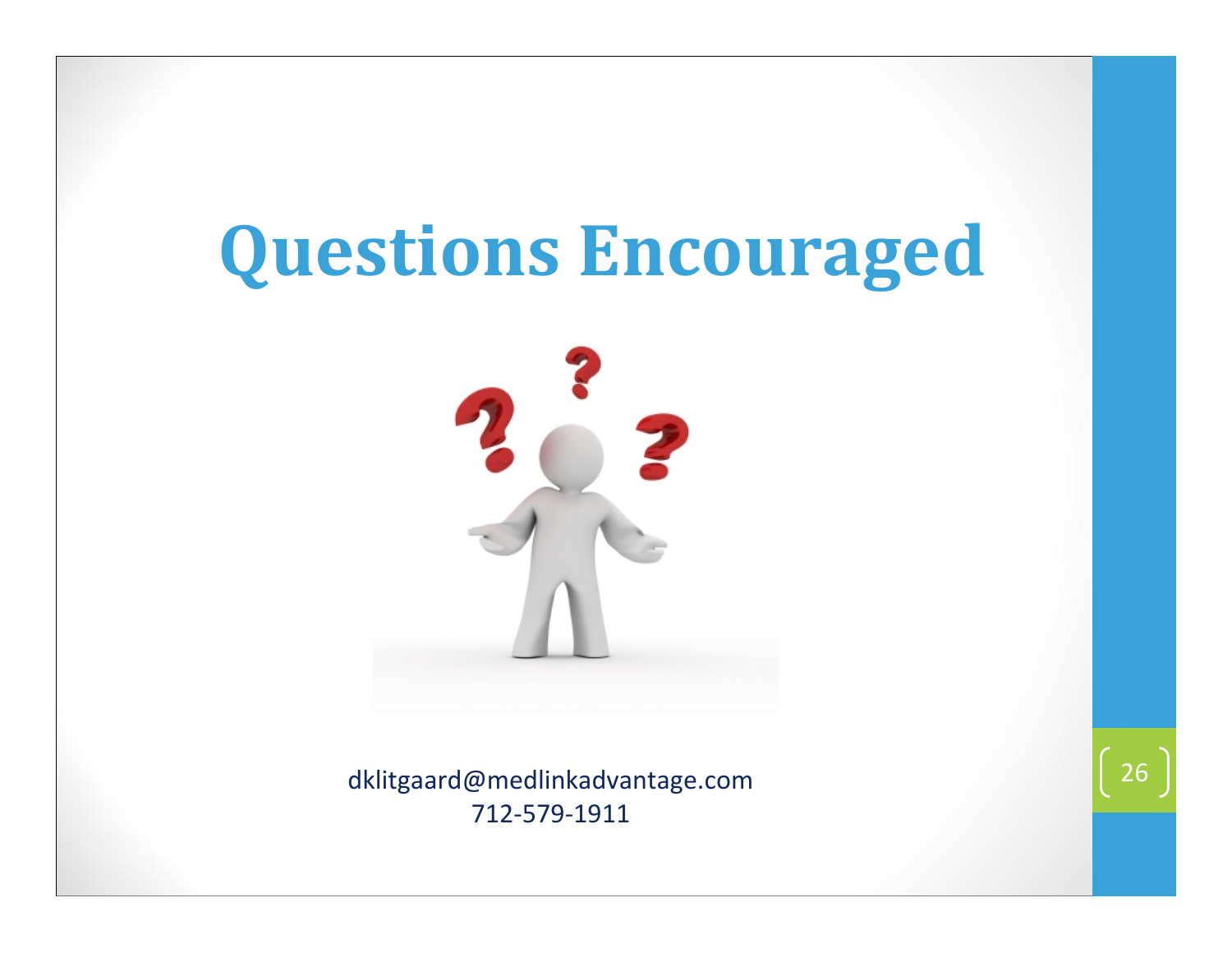# Questions Encouraged

dklitgaard@medlinkadvantage.com
712-579-1911